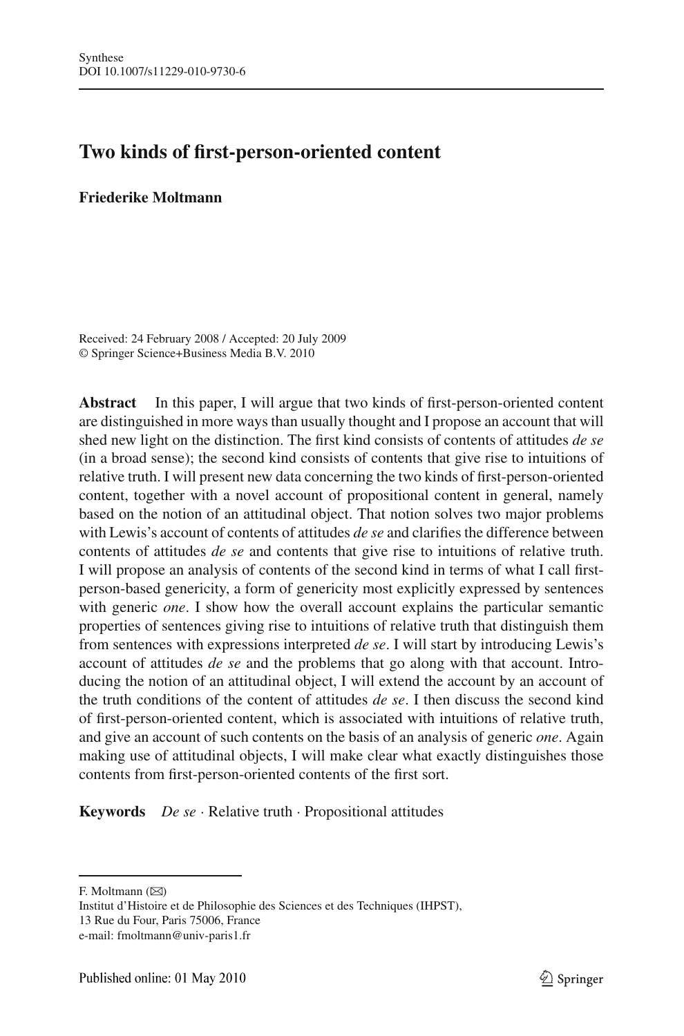# Two kinds of first-person-oriented content

**Friederike Moltmann**

Received: 24 February 2008 / Accepted: 20 July 2009
© Springer Science+Business Media B.V. 2010

**Abstract** In this paper, I will argue that two kinds of first-person-oriented content are distinguished in more ways than usually thought and I propose an account that will shed new light on the distinction. The first kind consists of contents of attitudes *de se* (in a broad sense); the second kind consists of contents that give rise to intuitions of relative truth. I will present new data concerning the two kinds of first-person-oriented content, together with a novel account of propositional content in general, namely based on the notion of an attitudinal object. That notion solves two major problems with Lewis's account of contents of attitudes *de se* and clarifies the difference between contents of attitudes *de se* and contents that give rise to intuitions of relative truth. I will propose an analysis of contents of the second kind in terms of what I call first-person-based genericity, a form of genericity most explicitly expressed by sentences with generic *one*. I show how the overall account explains the particular semantic properties of sentences giving rise to intuitions of relative truth that distinguish them from sentences with expressions interpreted *de se*. I will start by introducing Lewis's account of attitudes *de se* and the problems that go along with that account. Introducing the notion of an attitudinal object, I will extend the account by an account of the truth conditions of the content of attitudes *de se*. I then discuss the second kind of first-person-oriented content, which is associated with intuitions of relative truth, and give an account of such contents on the basis of an analysis of generic *one*. Again making use of attitudinal objects, I will make clear what exactly distinguishes those contents from first-person-oriented contents of the first sort.

**Keywords** *De se* · Relative truth · Propositional attitudes

---

F. Moltmann (✉)
Institut d'Histoire et de Philosophie des Sciences et des Techniques (IHPST),
13 Rue du Four, Paris 75006, France
e-mail: fmoltmann@univ-paris1.fr

Published online: 01 May 2010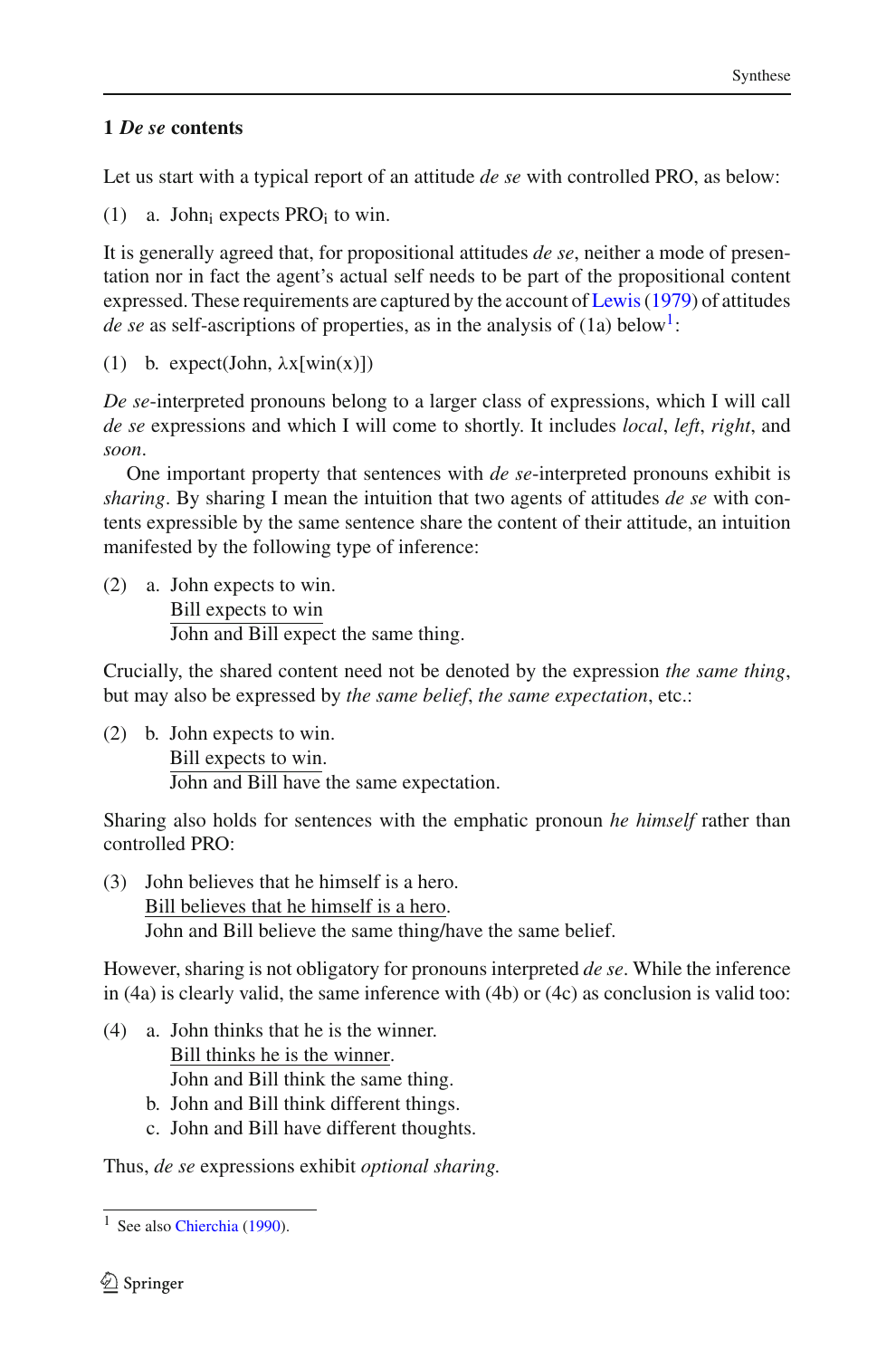## 1 *De se* contents

Let us start with a typical report of an attitude *de se* with controlled PRO, as below:

(1) a. $\text{John}_i$ expects $\text{PRO}_i$ to win.

It is generally agreed that, for propositional attitudes *de se*, neither a mode of presentation nor in fact the agent's actual self needs to be part of the propositional content expressed. These requirements are captured by the account of Lewis (1979) of attitudes *de se* as self-ascriptions of properties, as in the analysis of (1a) below[1]:

(1) b. expect(John, $\lambda x[\text{win}(x)]$)

*De se*-interpreted pronouns belong to a larger class of expressions, which I will call *de se* expressions and which I will come to shortly. It includes *local*, *left*, *right*, and *soon*.

One important property that sentences with *de se*-interpreted pronouns exhibit is *sharing*. By sharing I mean the intuition that two agents of attitudes *de se* with contents expressible by the same sentence share the content of their attitude, an intuition manifested by the following type of inference:

(2) a. John expects to win.
Bill expects to win
―――――――――――――
John and Bill expect the same thing.

Crucially, the shared content need not be denoted by the expression *the same thing*, but may also be expressed by *the same belief*, *the same expectation*, etc.:

(2) b. John expects to win.
Bill expects to win.
―――――――――――――
John and Bill have the same expectation.

Sharing also holds for sentences with the emphatic pronoun *he himself* rather than controlled PRO:

(3) John believes that he himself is a hero.
Bill believes that he himself is a hero.
―――――――――――――
John and Bill believe the same thing/have the same belief.

However, sharing is not obligatory for pronouns interpreted *de se*. While the inference in (4a) is clearly valid, the same inference with (4b) or (4c) as conclusion is valid too:

(4) a. John thinks that he is the winner.
Bill thinks he is the winner.
―――――――――――――
John and Bill think the same thing.
b. John and Bill think different things.
c. John and Bill have different thoughts.

Thus, *de se* expressions exhibit *optional sharing.*

---

[1] See also Chierchia (1990).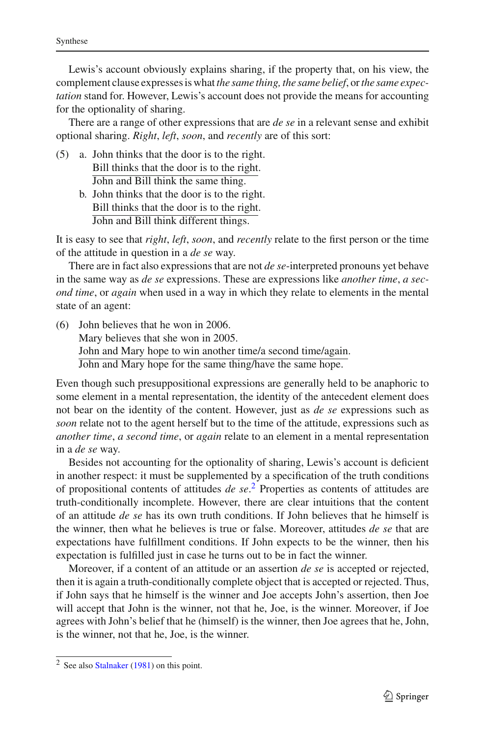Lewis's account obviously explains sharing, if the property that, on his view, the complement clause expresses is what *the same thing, the same belief*, or *the same expectation* stand for. However, Lewis's account does not provide the means for accounting for the optionality of sharing.

There are a range of other expressions that are *de se* in a relevant sense and exhibit optional sharing. *Right*, *left*, *soon*, and *recently* are of this sort:

(5) a. John thinks that the door is to the right.
Bill thinks that the door is to the right.
John and Bill think the same thing.

b. John thinks that the door is to the right.
Bill thinks that the door is to the right.
John and Bill think different things.

It is easy to see that *right*, *left*, *soon*, and *recently* relate to the first person or the time of the attitude in question in a *de se* way.

There are in fact also expressions that are not *de se*-interpreted pronouns yet behave in the same way as *de se* expressions. These are expressions like *another time*, *a second time*, or *again* when used in a way in which they relate to elements in the mental state of an agent:

(6) John believes that he won in 2006.
Mary believes that she won in 2005.
John and Mary hope to win another time/a second time/again.
John and Mary hope for the same thing/have the same hope.

Even though such presuppositional expressions are generally held to be anaphoric to some element in a mental representation, the identity of the antecedent element does not bear on the identity of the content. However, just as *de se* expressions such as *soon* relate not to the agent herself but to the time of the attitude, expressions such as *another time*, *a second time*, or *again* relate to an element in a mental representation in a *de se* way.

Besides not accounting for the optionality of sharing, Lewis's account is deficient in another respect: it must be supplemented by a specification of the truth conditions of propositional contents of attitudes *de se*.[2] Properties as contents of attitudes are truth-conditionally incomplete. However, there are clear intuitions that the content of an attitude *de se* has its own truth conditions. If John believes that he himself is the winner, then what he believes is true or false. Moreover, attitudes *de se* that are expectations have fulfillment conditions. If John expects to be the winner, then his expectation is fulfilled just in case he turns out to be in fact the winner.

Moreover, if a content of an attitude or an assertion *de se* is accepted or rejected, then it is again a truth-conditionally complete object that is accepted or rejected. Thus, if John says that he himself is the winner and Joe accepts John's assertion, then Joe will accept that John is the winner, not that he, Joe, is the winner. Moreover, if Joe agrees with John's belief that he (himself) is the winner, then Joe agrees that he, John, is the winner, not that he, Joe, is the winner.

[2] See also Stalnaker (1981) on this point.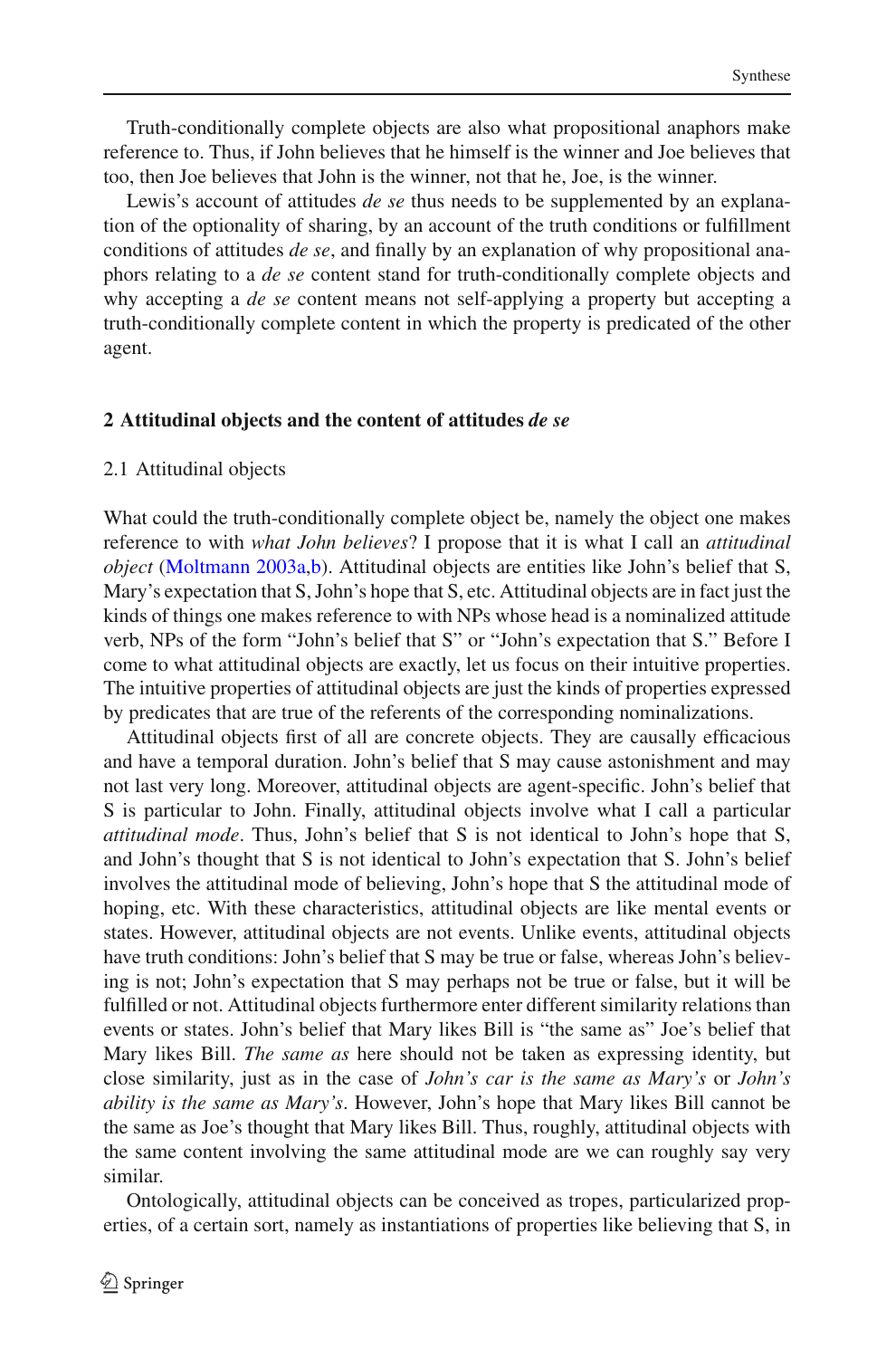Truth-conditionally complete objects are also what propositional anaphors make reference to. Thus, if John believes that he himself is the winner and Joe believes that too, then Joe believes that John is the winner, not that he, Joe, is the winner.

Lewis's account of attitudes *de se* thus needs to be supplemented by an explanation of the optionality of sharing, by an account of the truth conditions or fulfillment conditions of attitudes *de se*, and finally by an explanation of why propositional anaphors relating to a *de se* content stand for truth-conditionally complete objects and why accepting a *de se* content means not self-applying a property but accepting a truth-conditionally complete content in which the property is predicated of the other agent.

## 2 Attitudinal objects and the content of attitudes *de se*

### 2.1 Attitudinal objects

What could the truth-conditionally complete object be, namely the object one makes reference to with *what John believes*? I propose that it is what I call an *attitudinal object* (Moltmann 2003a,b). Attitudinal objects are entities like John's belief that S, Mary's expectation that S, John's hope that S, etc. Attitudinal objects are in fact just the kinds of things one makes reference to with NPs whose head is a nominalized attitude verb, NPs of the form "John's belief that S" or "John's expectation that S." Before I come to what attitudinal objects are exactly, let us focus on their intuitive properties. The intuitive properties of attitudinal objects are just the kinds of properties expressed by predicates that are true of the referents of the corresponding nominalizations.

Attitudinal objects first of all are concrete objects. They are causally efficacious and have a temporal duration. John's belief that S may cause astonishment and may not last very long. Moreover, attitudinal objects are agent-specific. John's belief that S is particular to John. Finally, attitudinal objects involve what I call a particular *attitudinal mode*. Thus, John's belief that S is not identical to John's hope that S, and John's thought that S is not identical to John's expectation that S. John's belief involves the attitudinal mode of believing, John's hope that S the attitudinal mode of hoping, etc. With these characteristics, attitudinal objects are like mental events or states. However, attitudinal objects are not events. Unlike events, attitudinal objects have truth conditions: John's belief that S may be true or false, whereas John's believing is not; John's expectation that S may perhaps not be true or false, but it will be fulfilled or not. Attitudinal objects furthermore enter different similarity relations than events or states. John's belief that Mary likes Bill is "the same as" Joe's belief that Mary likes Bill. *The same as* here should not be taken as expressing identity, but close similarity, just as in the case of *John's car is the same as Mary's* or *John's ability is the same as Mary's*. However, John's hope that Mary likes Bill cannot be the same as Joe's thought that Mary likes Bill. Thus, roughly, attitudinal objects with the same content involving the same attitudinal mode are we can roughly say very similar.

Ontologically, attitudinal objects can be conceived as tropes, particularized properties, of a certain sort, namely as instantiations of properties like believing that S, in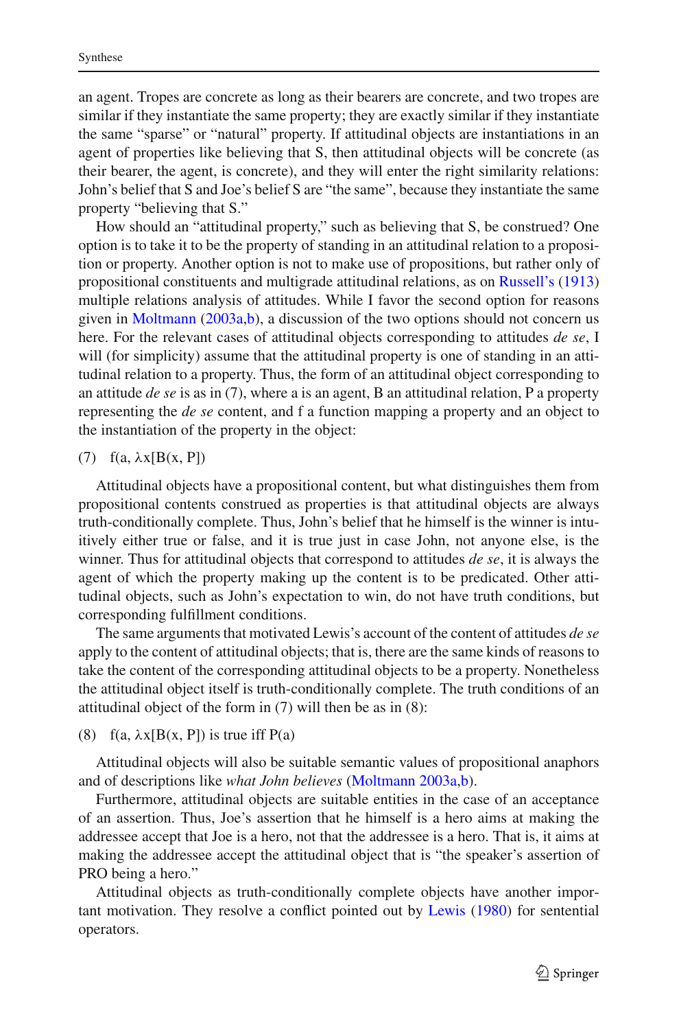an agent. Tropes are concrete as long as their bearers are concrete, and two tropes are similar if they instantiate the same property; they are exactly similar if they instantiate the same "sparse" or "natural" property. If attitudinal objects are instantiations in an agent of properties like believing that S, then attitudinal objects will be concrete (as their bearer, the agent, is concrete), and they will enter the right similarity relations: John's belief that S and Joe's belief S are "the same", because they instantiate the same property "believing that S."

How should an "attitudinal property," such as believing that S, be construed? One option is to take it to be the property of standing in an attitudinal relation to a proposition or property. Another option is not to make use of propositions, but rather only of propositional constituents and multigrade attitudinal relations, as on Russell's (1913) multiple relations analysis of attitudes. While I favor the second option for reasons given in Moltmann (2003a,b), a discussion of the two options should not concern us here. For the relevant cases of attitudinal objects corresponding to attitudes *de se*, I will (for simplicity) assume that the attitudinal property is one of standing in an attitudinal relation to a property. Thus, the form of an attitudinal object corresponding to an attitude *de se* is as in (7), where a is an agent, B an attitudinal relation, P a property representing the *de se* content, and f a function mapping a property and an object to the instantiation of the property in the object:

(7) $f(a, \lambda x[B(x, P])$

Attitudinal objects have a propositional content, but what distinguishes them from propositional contents construed as properties is that attitudinal objects are always truth-conditionally complete. Thus, John's belief that he himself is the winner is intuitively either true or false, and it is true just in case John, not anyone else, is the winner. Thus for attitudinal objects that correspond to attitudes *de se*, it is always the agent of which the property making up the content is to be predicated. Other attitudinal objects, such as John's expectation to win, do not have truth conditions, but corresponding fulfillment conditions.

The same arguments that motivated Lewis's account of the content of attitudes *de se* apply to the content of attitudinal objects; that is, there are the same kinds of reasons to take the content of the corresponding attitudinal objects to be a property. Nonetheless the attitudinal object itself is truth-conditionally complete. The truth conditions of an attitudinal object of the form in (7) will then be as in (8):

(8) $f(a, \lambda x[B(x, P])$ is true iff $P(a)$

Attitudinal objects will also be suitable semantic values of propositional anaphors and of descriptions like *what John believes* (Moltmann 2003a,b).

Furthermore, attitudinal objects are suitable entities in the case of an acceptance of an assertion. Thus, Joe's assertion that he himself is a hero aims at making the addressee accept that Joe is a hero, not that the addressee is a hero. That is, it aims at making the addressee accept the attitudinal object that is "the speaker's assertion of PRO being a hero."

Attitudinal objects as truth-conditionally complete objects have another important motivation. They resolve a conflict pointed out by Lewis (1980) for sentential operators.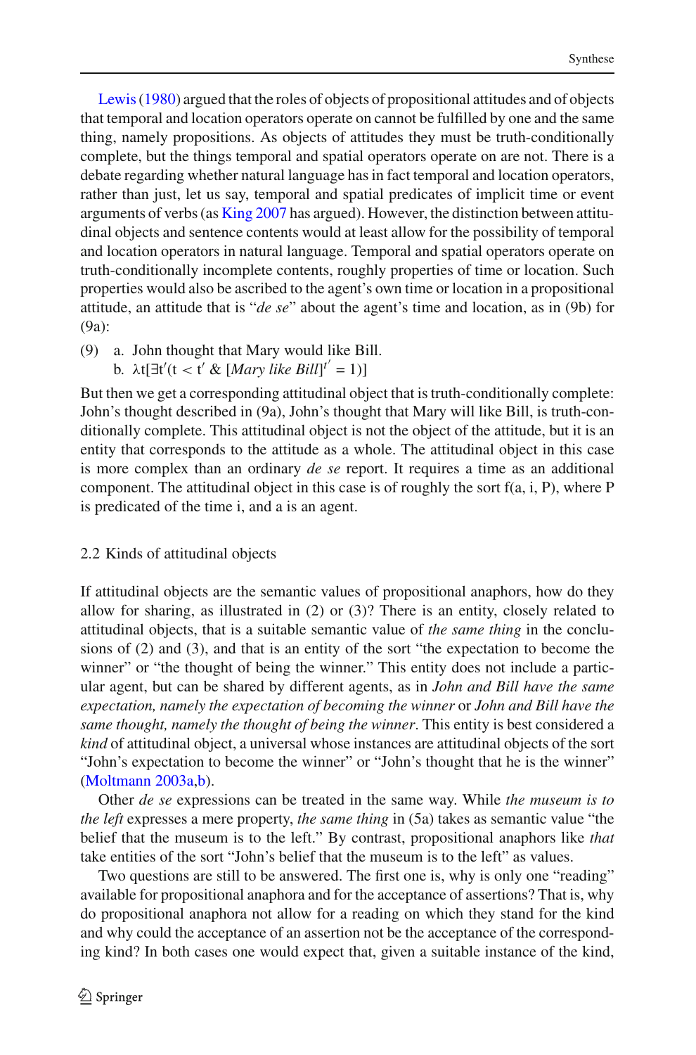Lewis (1980) argued that the roles of objects of propositional attitudes and of objects that temporal and location operators operate on cannot be fulfilled by one and the same thing, namely propositions. As objects of attitudes they must be truth-conditionally complete, but the things temporal and spatial operators operate on are not. There is a debate regarding whether natural language has in fact temporal and location operators, rather than just, let us say, temporal and spatial predicates of implicit time or event arguments of verbs (as King 2007 has argued). However, the distinction between attitudinal objects and sentence contents would at least allow for the possibility of temporal and location operators in natural language. Temporal and spatial operators operate on truth-conditionally incomplete contents, roughly properties of time or location. Such properties would also be ascribed to the agent's own time or location in a propositional attitude, an attitude that is "*de se*" about the agent's time and location, as in (9b) for (9a):

(9) a. John thought that Mary would like Bill.
  b. $\lambda t[\exists t'(t < t' \;\&\; [\textit{Mary like Bill}]^{t'} = 1)]$

But then we get a corresponding attitudinal object that is truth-conditionally complete: John's thought described in (9a), John's thought that Mary will like Bill, is truth-conditionally complete. This attitudinal object is not the object of the attitude, but it is an entity that corresponds to the attitude as a whole. The attitudinal object in this case is more complex than an ordinary *de se* report. It requires a time as an additional component. The attitudinal object in this case is of roughly the sort f(a, i, P), where P is predicated of the time i, and a is an agent.

### 2.2 Kinds of attitudinal objects

If attitudinal objects are the semantic values of propositional anaphors, how do they allow for sharing, as illustrated in (2) or (3)? There is an entity, closely related to attitudinal objects, that is a suitable semantic value of *the same thing* in the conclusions of (2) and (3), and that is an entity of the sort "the expectation to become the winner" or "the thought of being the winner." This entity does not include a particular agent, but can be shared by different agents, as in *John and Bill have the same expectation, namely the expectation of becoming the winner* or *John and Bill have the same thought, namely the thought of being the winner*. This entity is best considered a *kind* of attitudinal object, a universal whose instances are attitudinal objects of the sort "John's expectation to become the winner" or "John's thought that he is the winner" (Moltmann 2003a,b).

Other *de se* expressions can be treated in the same way. While *the museum is to the left* expresses a mere property, *the same thing* in (5a) takes as semantic value "the belief that the museum is to the left." By contrast, propositional anaphors like *that* take entities of the sort "John's belief that the museum is to the left" as values.

Two questions are still to be answered. The first one is, why is only one "reading" available for propositional anaphora and for the acceptance of assertions? That is, why do propositional anaphora not allow for a reading on which they stand for the kind and why could the acceptance of an assertion not be the acceptance of the corresponding kind? In both cases one would expect that, given a suitable instance of the kind,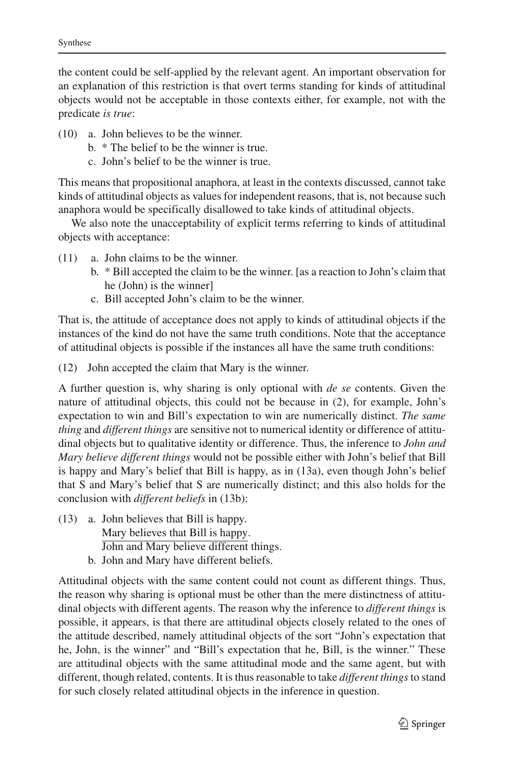the content could be self-applied by the relevant agent. An important observation for an explanation of this restriction is that overt terms standing for kinds of attitudinal objects would not be acceptable in those contexts either, for example, not with the predicate *is true*:

(10) a. John believes to be the winner.
  b. * The belief to be the winner is true.
  c. John's belief to be the winner is true.

This means that propositional anaphora, at least in the contexts discussed, cannot take kinds of attitudinal objects as values for independent reasons, that is, not because such anaphora would be specifically disallowed to take kinds of attitudinal objects.

We also note the unacceptability of explicit terms referring to kinds of attitudinal objects with acceptance:

(11) a. John claims to be the winner.
  b. * Bill accepted the claim to be the winner. [as a reaction to John's claim that he (John) is the winner]
  c. Bill accepted John's claim to be the winner.

That is, the attitude of acceptance does not apply to kinds of attitudinal objects if the instances of the kind do not have the same truth conditions. Note that the acceptance of attitudinal objects is possible if the instances all have the same truth conditions:

(12) John accepted the claim that Mary is the winner.

A further question is, why sharing is only optional with *de se* contents. Given the nature of attitudinal objects, this could not be because in (2), for example, John's expectation to win and Bill's expectation to win are numerically distinct. *The same thing* and *different things* are sensitive not to numerical identity or difference of attitudinal objects but to qualitative identity or difference. Thus, the inference to *John and Mary believe different things* would not be possible either with John's belief that Bill is happy and Mary's belief that Bill is happy, as in (13a), even though John's belief that S and Mary's belief that S are numerically distinct; and this also holds for the conclusion with *different beliefs* in (13b):

(13) a. John believes that Bill is happy.
  Mary believes that Bill is happy.
  ―――――――――――――――――
  John and Mary believe different things.
  b. John and Mary have different beliefs.

Attitudinal objects with the same content could not count as different things. Thus, the reason why sharing is optional must be other than the mere distinctness of attitudinal objects with different agents. The reason why the inference to *different things* is possible, it appears, is that there are attitudinal objects closely related to the ones of the attitude described, namely attitudinal objects of the sort "John's expectation that he, John, is the winner" and "Bill's expectation that he, Bill, is the winner." These are attitudinal objects with the same attitudinal mode and the same agent, but with different, though related, contents. It is thus reasonable to take *different things* to stand for such closely related attitudinal objects in the inference in question.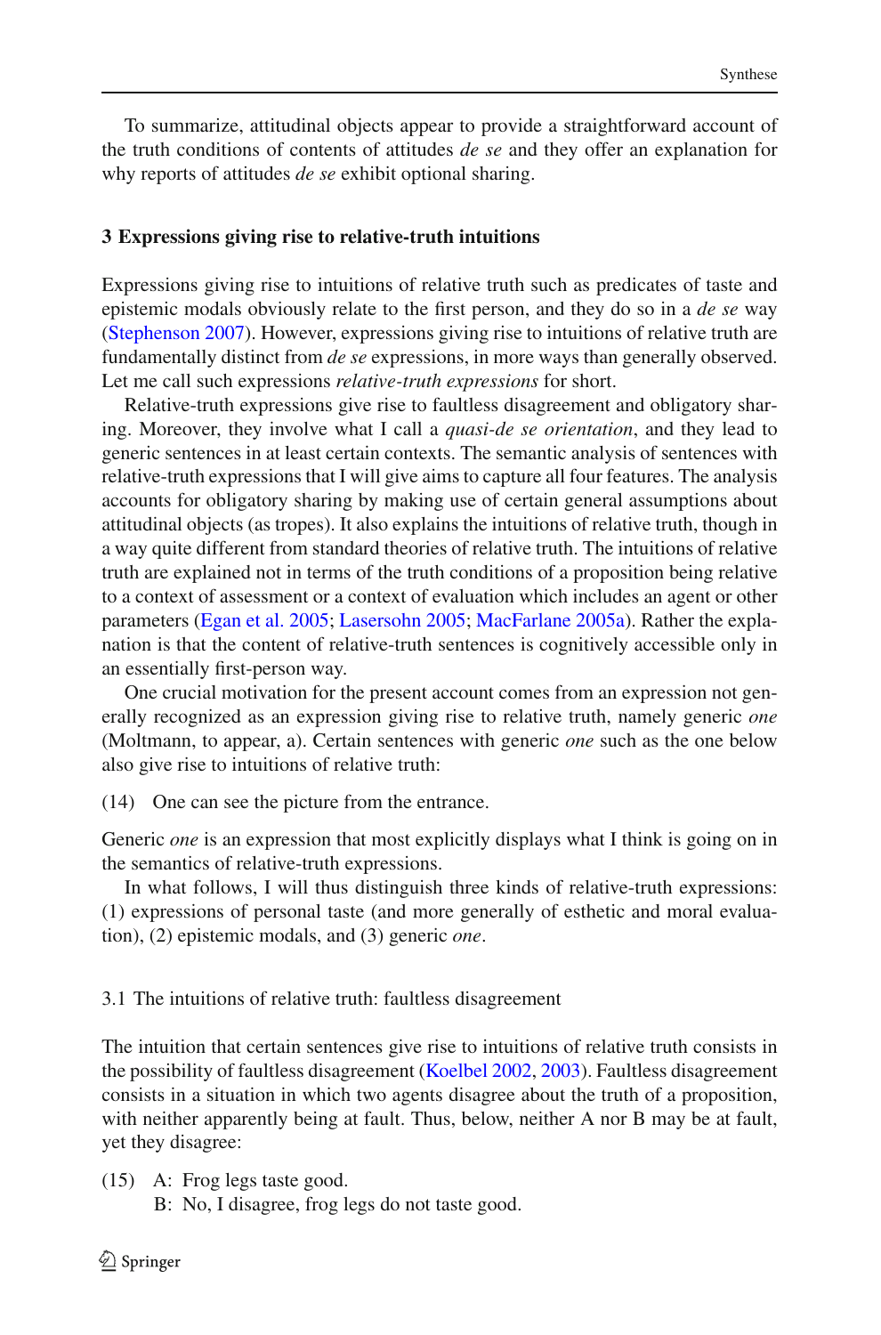To summarize, attitudinal objects appear to provide a straightforward account of the truth conditions of contents of attitudes *de se* and they offer an explanation for why reports of attitudes *de se* exhibit optional sharing.

## 3 Expressions giving rise to relative-truth intuitions

Expressions giving rise to intuitions of relative truth such as predicates of taste and epistemic modals obviously relate to the first person, and they do so in a *de se* way (Stephenson 2007). However, expressions giving rise to intuitions of relative truth are fundamentally distinct from *de se* expressions, in more ways than generally observed. Let me call such expressions *relative-truth expressions* for short.

Relative-truth expressions give rise to faultless disagreement and obligatory sharing. Moreover, they involve what I call a *quasi-de se orientation*, and they lead to generic sentences in at least certain contexts. The semantic analysis of sentences with relative-truth expressions that I will give aims to capture all four features. The analysis accounts for obligatory sharing by making use of certain general assumptions about attitudinal objects (as tropes). It also explains the intuitions of relative truth, though in a way quite different from standard theories of relative truth. The intuitions of relative truth are explained not in terms of the truth conditions of a proposition being relative to a context of assessment or a context of evaluation which includes an agent or other parameters (Egan et al. 2005; Lasersohn 2005; MacFarlane 2005a). Rather the explanation is that the content of relative-truth sentences is cognitively accessible only in an essentially first-person way.

One crucial motivation for the present account comes from an expression not generally recognized as an expression giving rise to relative truth, namely generic *one* (Moltmann, to appear, a). Certain sentences with generic *one* such as the one below also give rise to intuitions of relative truth:

(14) One can see the picture from the entrance.

Generic *one* is an expression that most explicitly displays what I think is going on in the semantics of relative-truth expressions.

In what follows, I will thus distinguish three kinds of relative-truth expressions: (1) expressions of personal taste (and more generally of esthetic and moral evaluation), (2) epistemic modals, and (3) generic *one*.

### 3.1 The intuitions of relative truth: faultless disagreement

The intuition that certain sentences give rise to intuitions of relative truth consists in the possibility of faultless disagreement (Koelbel 2002, 2003). Faultless disagreement consists in a situation in which two agents disagree about the truth of a proposition, with neither apparently being at fault. Thus, below, neither A nor B may be at fault, yet they disagree:

(15) A: Frog legs taste good.
     B: No, I disagree, frog legs do not taste good.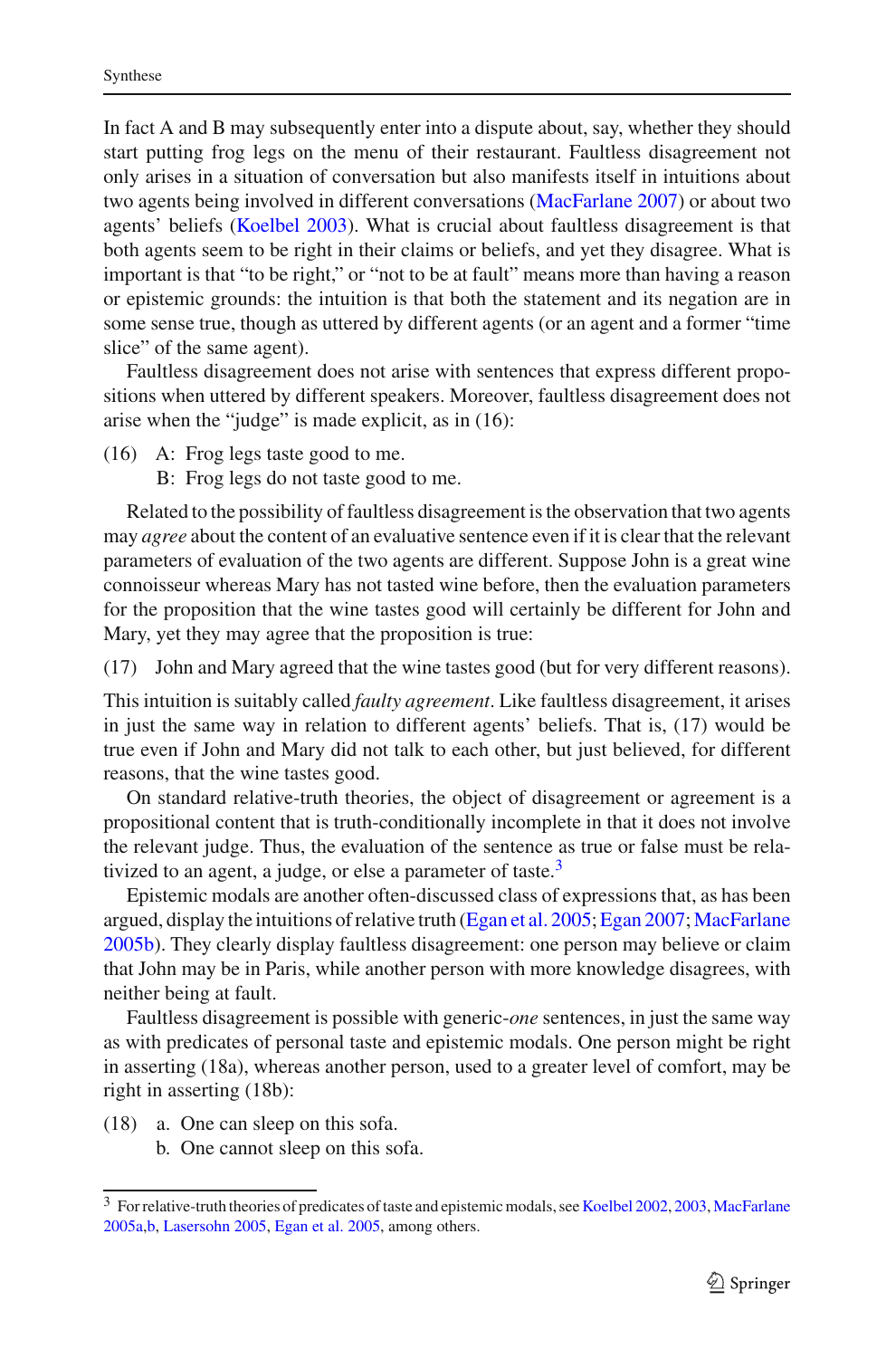In fact A and B may subsequently enter into a dispute about, say, whether they should start putting frog legs on the menu of their restaurant. Faultless disagreement not only arises in a situation of conversation but also manifests itself in intuitions about two agents being involved in different conversations (MacFarlane 2007) or about two agents' beliefs (Koelbel 2003). What is crucial about faultless disagreement is that both agents seem to be right in their claims or beliefs, and yet they disagree. What is important is that "to be right," or "not to be at fault" means more than having a reason or epistemic grounds: the intuition is that both the statement and its negation are in some sense true, though as uttered by different agents (or an agent and a former "time slice" of the same agent).

Faultless disagreement does not arise with sentences that express different propositions when uttered by different speakers. Moreover, faultless disagreement does not arise when the "judge" is made explicit, as in (16):

(16) A: Frog legs taste good to me.
     B: Frog legs do not taste good to me.

Related to the possibility of faultless disagreement is the observation that two agents may *agree* about the content of an evaluative sentence even if it is clear that the relevant parameters of evaluation of the two agents are different. Suppose John is a great wine connoisseur whereas Mary has not tasted wine before, then the evaluation parameters for the proposition that the wine tastes good will certainly be different for John and Mary, yet they may agree that the proposition is true:

(17) John and Mary agreed that the wine tastes good (but for very different reasons).

This intuition is suitably called *faulty agreement*. Like faultless disagreement, it arises in just the same way in relation to different agents' beliefs. That is, (17) would be true even if John and Mary did not talk to each other, but just believed, for different reasons, that the wine tastes good.

On standard relative-truth theories, the object of disagreement or agreement is a propositional content that is truth-conditionally incomplete in that it does not involve the relevant judge. Thus, the evaluation of the sentence as true or false must be relativized to an agent, a judge, or else a parameter of taste.[3]

Epistemic modals are another often-discussed class of expressions that, as has been argued, display the intuitions of relative truth (Egan et al. 2005; Egan 2007; MacFarlane 2005b). They clearly display faultless disagreement: one person may believe or claim that John may be in Paris, while another person with more knowledge disagrees, with neither being at fault.

Faultless disagreement is possible with generic-*one* sentences, in just the same way as with predicates of personal taste and epistemic modals. One person might be right in asserting (18a), whereas another person, used to a greater level of comfort, may be right in asserting (18b):

(18) a. One can sleep on this sofa.
     b. One cannot sleep on this sofa.

[3] For relative-truth theories of predicates of taste and epistemic modals, see Koelbel 2002, 2003, MacFarlane 2005a,b, Lasersohn 2005, Egan et al. 2005, among others.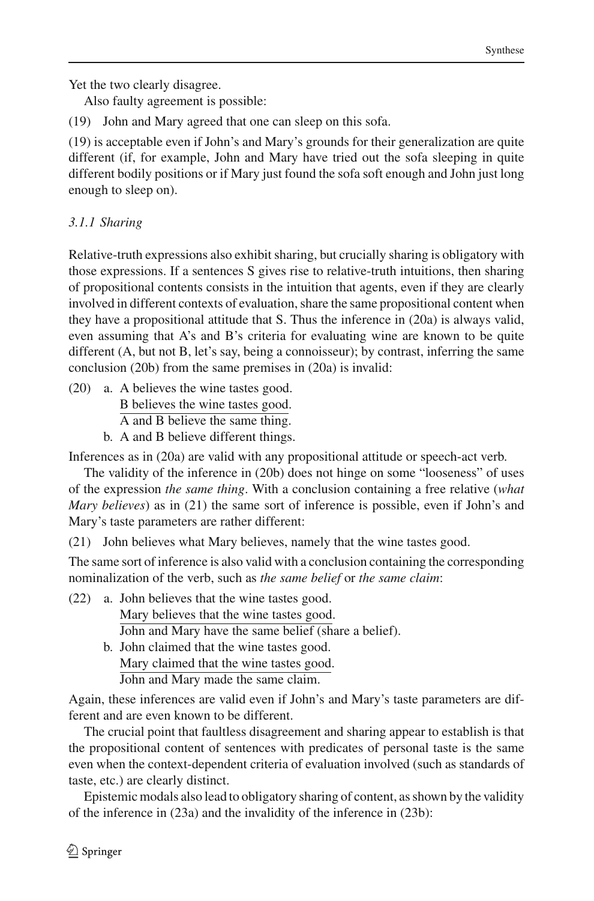Yet the two clearly disagree.

Also faulty agreement is possible:

(19) John and Mary agreed that one can sleep on this sofa.

(19) is acceptable even if John's and Mary's grounds for their generalization are quite different (if, for example, John and Mary have tried out the sofa sleeping in quite different bodily positions or if Mary just found the sofa soft enough and John just long enough to sleep on).

### *3.1.1 Sharing*

Relative-truth expressions also exhibit sharing, but crucially sharing is obligatory with those expressions. If a sentences S gives rise to relative-truth intuitions, then sharing of propositional contents consists in the intuition that agents, even if they are clearly involved in different contexts of evaluation, share the same propositional content when they have a propositional attitude that S. Thus the inference in (20a) is always valid, even assuming that A's and B's criteria for evaluating wine are known to be quite different (A, but not B, let's say, being a connoisseur); by contrast, inferring the same conclusion (20b) from the same premises in (20a) is invalid:

(20) a. A believes the wine tastes good.
B believes the wine tastes good.
———————————————
A and B believe the same thing.

b. A and B believe different things.

Inferences as in (20a) are valid with any propositional attitude or speech-act verb.

The validity of the inference in (20b) does not hinge on some "looseness" of uses of the expression *the same thing*. With a conclusion containing a free relative (*what Mary believes*) as in (21) the same sort of inference is possible, even if John's and Mary's taste parameters are rather different:

(21) John believes what Mary believes, namely that the wine tastes good.

The same sort of inference is also valid with a conclusion containing the corresponding nominalization of the verb, such as *the same belief* or *the same claim*:

(22) a. John believes that the wine tastes good.
Mary believes that the wine tastes good.
———————————————
John and Mary have the same belief (share a belief).

b. John claimed that the wine tastes good.
Mary claimed that the wine tastes good.
———————————————
John and Mary made the same claim.

Again, these inferences are valid even if John's and Mary's taste parameters are different and are even known to be different.

The crucial point that faultless disagreement and sharing appear to establish is that the propositional content of sentences with predicates of personal taste is the same even when the context-dependent criteria of evaluation involved (such as standards of taste, etc.) are clearly distinct.

Epistemic modals also lead to obligatory sharing of content, as shown by the validity of the inference in (23a) and the invalidity of the inference in (23b):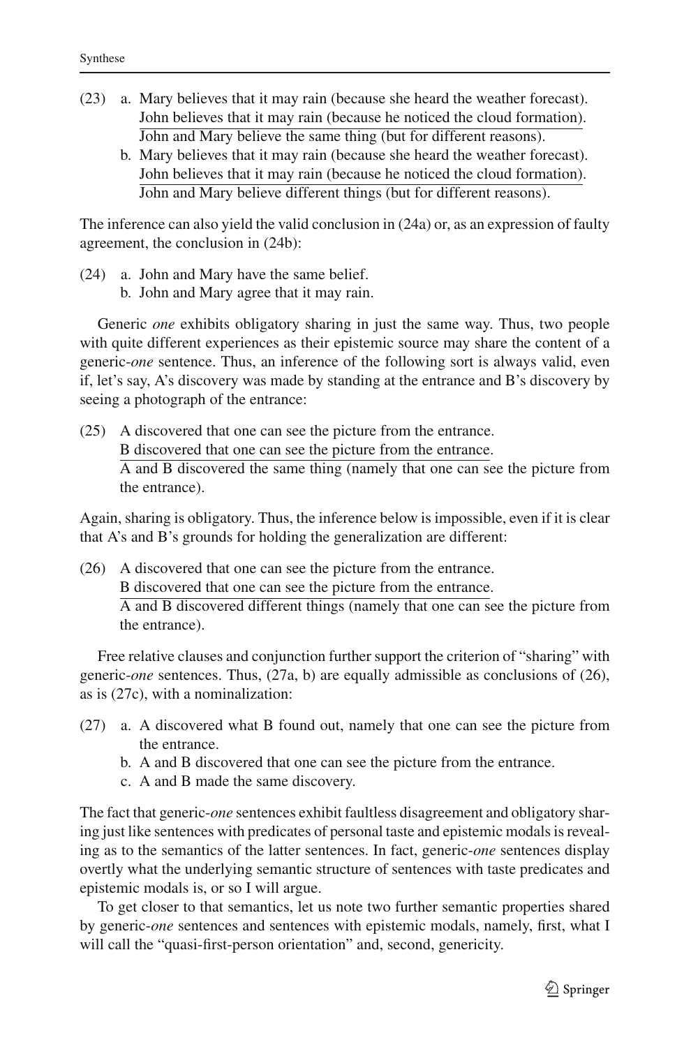(23) a. Mary believes that it may rain (because she heard the weather forecast).
John believes that it may rain (because he noticed the cloud formation).
John and Mary believe the same thing (but for different reasons).

b. Mary believes that it may rain (because she heard the weather forecast).
John believes that it may rain (because he noticed the cloud formation).
John and Mary believe different things (but for different reasons).

The inference can also yield the valid conclusion in (24a) or, as an expression of faulty agreement, the conclusion in (24b):

(24) a. John and Mary have the same belief.
b. John and Mary agree that it may rain.

Generic *one* exhibits obligatory sharing in just the same way. Thus, two people with quite different experiences as their epistemic source may share the content of a generic-*one* sentence. Thus, an inference of the following sort is always valid, even if, let's say, A's discovery was made by standing at the entrance and B's discovery by seeing a photograph of the entrance:

(25) A discovered that one can see the picture from the entrance.
B discovered that one can see the picture from the entrance.
A and B discovered the same thing (namely that one can see the picture from the entrance).

Again, sharing is obligatory. Thus, the inference below is impossible, even if it is clear that A's and B's grounds for holding the generalization are different:

(26) A discovered that one can see the picture from the entrance.
B discovered that one can see the picture from the entrance.
A and B discovered different things (namely that one can see the picture from the entrance).

Free relative clauses and conjunction further support the criterion of "sharing" with generic-*one* sentences. Thus, (27a, b) are equally admissible as conclusions of (26), as is (27c), with a nominalization:

(27) a. A discovered what B found out, namely that one can see the picture from the entrance.
b. A and B discovered that one can see the picture from the entrance.
c. A and B made the same discovery.

The fact that generic-*one* sentences exhibit faultless disagreement and obligatory sharing just like sentences with predicates of personal taste and epistemic modals is revealing as to the semantics of the latter sentences. In fact, generic-*one* sentences display overtly what the underlying semantic structure of sentences with taste predicates and epistemic modals is, or so I will argue.

To get closer to that semantics, let us note two further semantic properties shared by generic-*one* sentences and sentences with epistemic modals, namely, first, what I will call the "quasi-first-person orientation" and, second, genericity.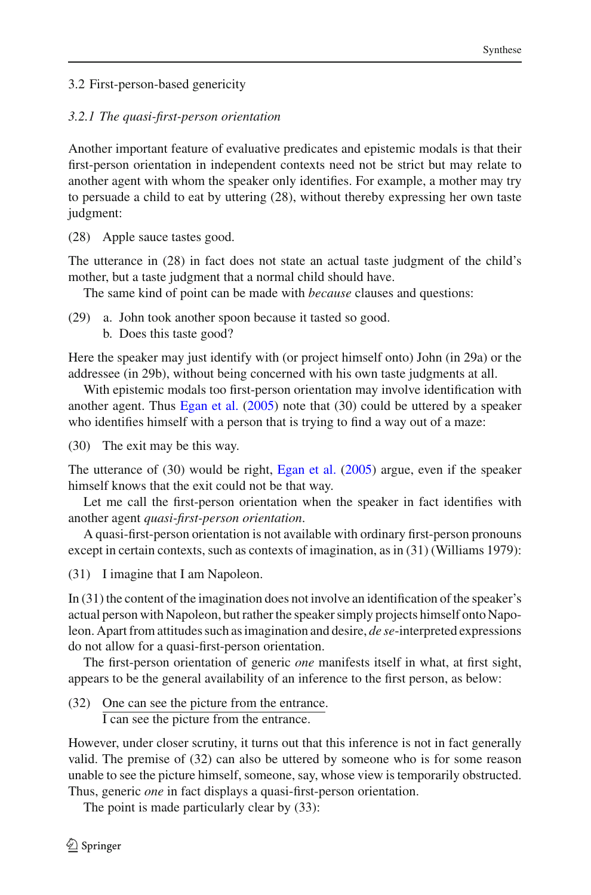## 3.2 First-person-based genericity

### *3.2.1 The quasi-first-person orientation*

Another important feature of evaluative predicates and epistemic modals is that their first-person orientation in independent contexts need not be strict but may relate to another agent with whom the speaker only identifies. For example, a mother may try to persuade a child to eat by uttering (28), without thereby expressing her own taste judgment:

(28) Apple sauce tastes good.

The utterance in (28) in fact does not state an actual taste judgment of the child's mother, but a taste judgment that a normal child should have.

The same kind of point can be made with *because* clauses and questions:

(29) a. John took another spoon because it tasted so good.
b. Does this taste good?

Here the speaker may just identify with (or project himself onto) John (in 29a) or the addressee (in 29b), without being concerned with his own taste judgments at all.

With epistemic modals too first-person orientation may involve identification with another agent. Thus Egan et al. (2005) note that (30) could be uttered by a speaker who identifies himself with a person that is trying to find a way out of a maze:

(30) The exit may be this way.

The utterance of (30) would be right, Egan et al. (2005) argue, even if the speaker himself knows that the exit could not be that way.

Let me call the first-person orientation when the speaker in fact identifies with another agent *quasi-first-person orientation*.

A quasi-first-person orientation is not available with ordinary first-person pronouns except in certain contexts, such as contexts of imagination, as in (31) (Williams 1979):

(31) I imagine that I am Napoleon.

In (31) the content of the imagination does not involve an identification of the speaker's actual person with Napoleon, but rather the speaker simply projects himself onto Napoleon. Apart from attitudes such as imagination and desire, *de se*-interpreted expressions do not allow for a quasi-first-person orientation.

The first-person orientation of generic *one* manifests itself in what, at first sight, appears to be the general availability of an inference to the first person, as below:

(32) One can see the picture from the entrance.
\_\_\_\_\_\_\_\_\_\_\_\_\_\_\_\_\_\_\_\_\_\_\_\_\_\_\_\_\_\_\_\_\_\_\_\_\_\_\_\_
I can see the picture from the entrance.

However, under closer scrutiny, it turns out that this inference is not in fact generally valid. The premise of (32) can also be uttered by someone who is for some reason unable to see the picture himself, someone, say, whose view is temporarily obstructed. Thus, generic *one* in fact displays a quasi-first-person orientation.

The point is made particularly clear by (33):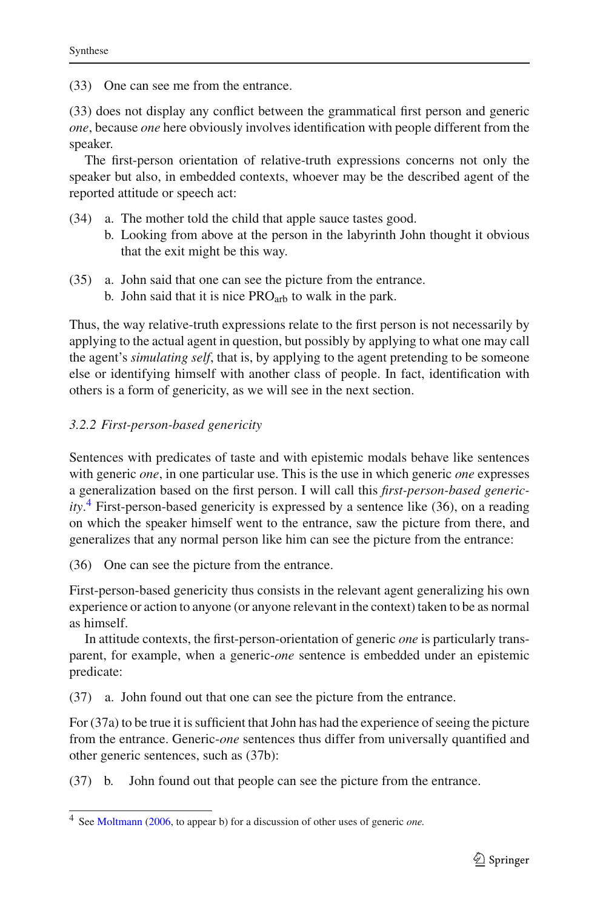(33) One can see me from the entrance.

(33) does not display any conflict between the grammatical first person and generic *one*, because *one* here obviously involves identification with people different from the speaker.

The first-person orientation of relative-truth expressions concerns not only the speaker but also, in embedded contexts, whoever may be the described agent of the reported attitude or speech act:

(34) a. The mother told the child that apple sauce tastes good.
  b. Looking from above at the person in the labyrinth John thought it obvious that the exit might be this way.

(35) a. John said that one can see the picture from the entrance.
  b. John said that it is nice $PRO_{arb}$ to walk in the park.

Thus, the way relative-truth expressions relate to the first person is not necessarily by applying to the actual agent in question, but possibly by applying to what one may call the agent's *simulating self*, that is, by applying to the agent pretending to be someone else or identifying himself with another class of people. In fact, identification with others is a form of genericity, as we will see in the next section.

### *3.2.2 First-person-based genericity*

Sentences with predicates of taste and with epistemic modals behave like sentences with generic *one*, in one particular use. This is the use in which generic *one* expresses a generalization based on the first person. I will call this *first-person-based genericity*.[4] First-person-based genericity is expressed by a sentence like (36), on a reading on which the speaker himself went to the entrance, saw the picture from there, and generalizes that any normal person like him can see the picture from the entrance:

(36) One can see the picture from the entrance.

First-person-based genericity thus consists in the relevant agent generalizing his own experience or action to anyone (or anyone relevant in the context) taken to be as normal as himself.

In attitude contexts, the first-person-orientation of generic *one* is particularly transparent, for example, when a generic-*one* sentence is embedded under an epistemic predicate:

(37) a. John found out that one can see the picture from the entrance.

For (37a) to be true it is sufficient that John has had the experience of seeing the picture from the entrance. Generic-*one* sentences thus differ from universally quantified and other generic sentences, such as (37b):

(37) b. John found out that people can see the picture from the entrance.

---

[4] See Moltmann (2006, to appear b) for a discussion of other uses of generic *one.*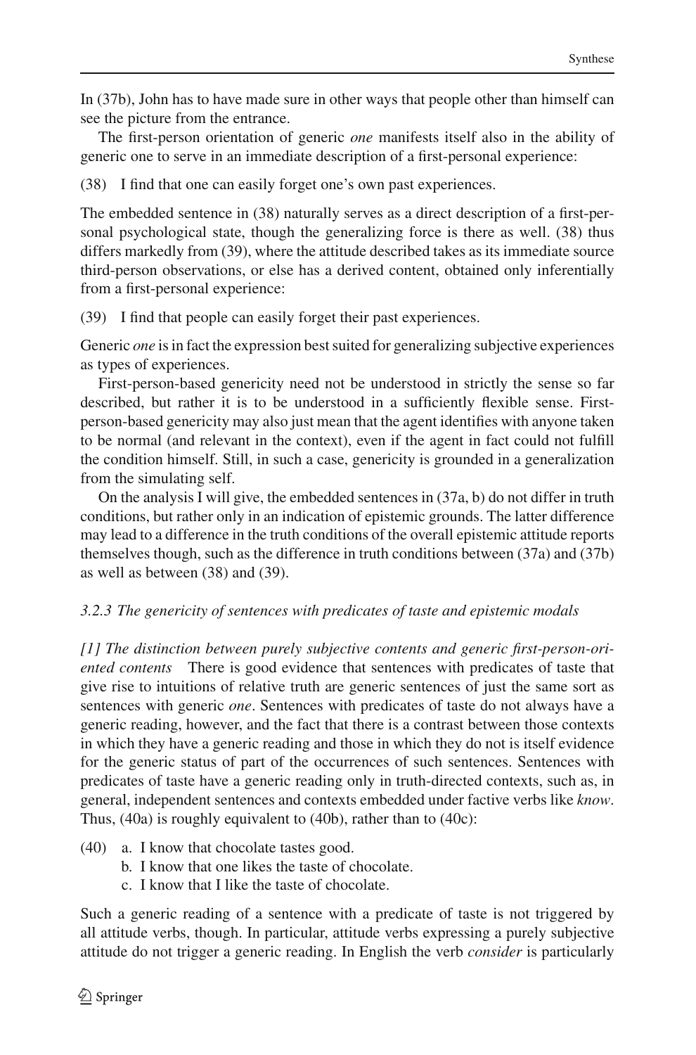In (37b), John has to have made sure in other ways that people other than himself can see the picture from the entrance.

The first-person orientation of generic *one* manifests itself also in the ability of generic one to serve in an immediate description of a first-personal experience:

(38) I find that one can easily forget one's own past experiences.

The embedded sentence in (38) naturally serves as a direct description of a first-personal psychological state, though the generalizing force is there as well. (38) thus differs markedly from (39), where the attitude described takes as its immediate source third-person observations, or else has a derived content, obtained only inferentially from a first-personal experience:

(39) I find that people can easily forget their past experiences.

Generic *one* is in fact the expression best suited for generalizing subjective experiences as types of experiences.

First-person-based genericity need not be understood in strictly the sense so far described, but rather it is to be understood in a sufficiently flexible sense. First-person-based genericity may also just mean that the agent identifies with anyone taken to be normal (and relevant in the context), even if the agent in fact could not fulfill the condition himself. Still, in such a case, genericity is grounded in a generalization from the simulating self.

On the analysis I will give, the embedded sentences in (37a, b) do not differ in truth conditions, but rather only in an indication of epistemic grounds. The latter difference may lead to a difference in the truth conditions of the overall epistemic attitude reports themselves though, such as the difference in truth conditions between (37a) and (37b) as well as between (38) and (39).

### 3.2.3 The genericity of sentences with predicates of taste and epistemic modals

*[1] The distinction between purely subjective contents and generic first-person-oriented contents* There is good evidence that sentences with predicates of taste that give rise to intuitions of relative truth are generic sentences of just the same sort as sentences with generic *one*. Sentences with predicates of taste do not always have a generic reading, however, and the fact that there is a contrast between those contexts in which they have a generic reading and those in which they do not is itself evidence for the generic status of part of the occurrences of such sentences. Sentences with predicates of taste have a generic reading only in truth-directed contexts, such as, in general, independent sentences and contexts embedded under factive verbs like *know*. Thus, (40a) is roughly equivalent to (40b), rather than to (40c):

(40) a. I know that chocolate tastes good.
  b. I know that one likes the taste of chocolate.
  c. I know that I like the taste of chocolate.

Such a generic reading of a sentence with a predicate of taste is not triggered by all attitude verbs, though. In particular, attitude verbs expressing a purely subjective attitude do not trigger a generic reading. In English the verb *consider* is particularly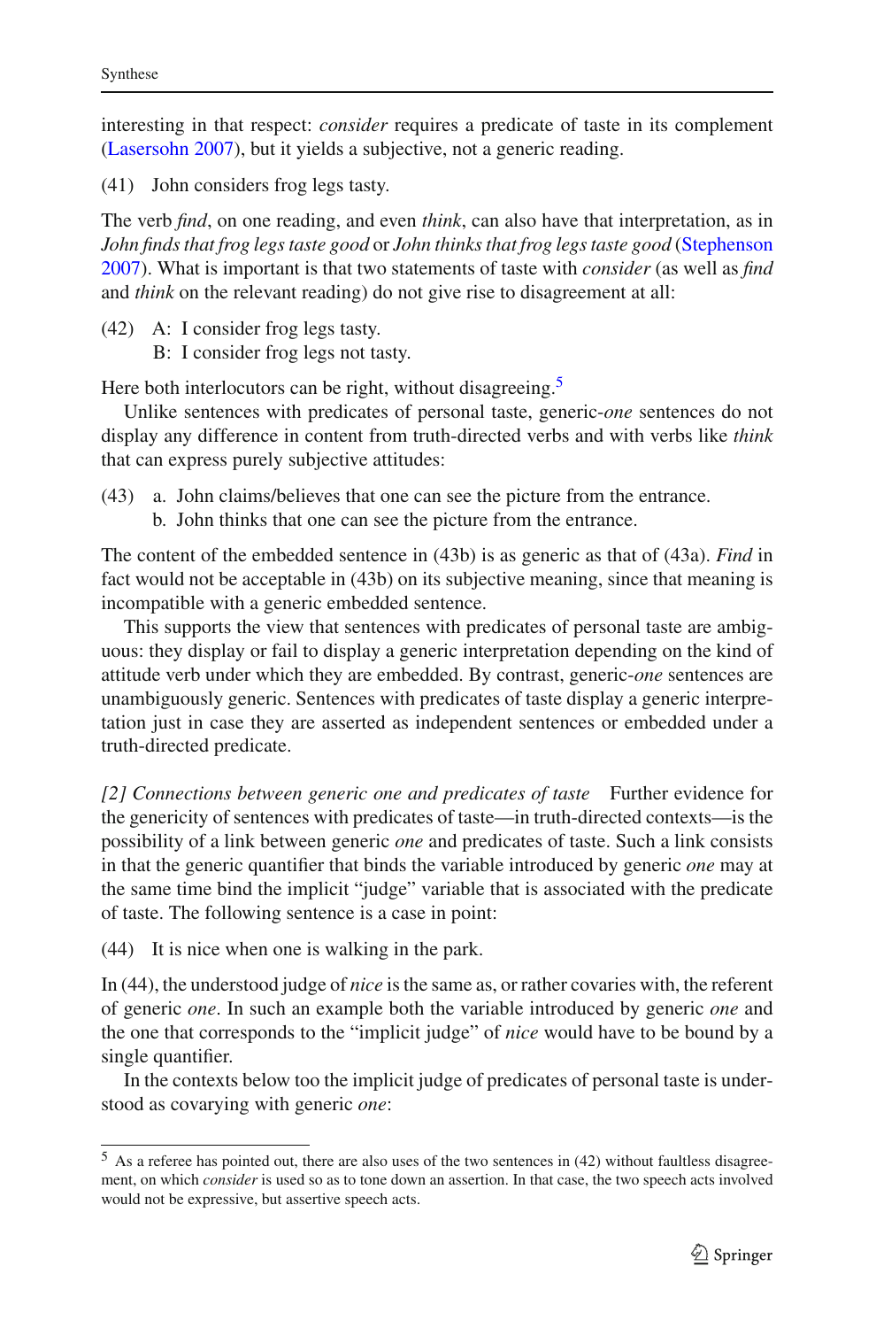interesting in that respect: *consider* requires a predicate of taste in its complement (Lasersohn 2007), but it yields a subjective, not a generic reading.

(41) John considers frog legs tasty.

The verb *find*, on one reading, and even *think*, can also have that interpretation, as in *John finds that frog legs taste good* or *John thinks that frog legs taste good* (Stephenson 2007). What is important is that two statements of taste with *consider* (as well as *find* and *think* on the relevant reading) do not give rise to disagreement at all:

(42) A: I consider frog legs tasty.
 B: I consider frog legs not tasty.

Here both interlocutors can be right, without disagreeing.[5]

Unlike sentences with predicates of personal taste, generic-*one* sentences do not display any difference in content from truth-directed verbs and with verbs like *think* that can express purely subjective attitudes:

(43) a. John claims/believes that one can see the picture from the entrance.
 b. John thinks that one can see the picture from the entrance.

The content of the embedded sentence in (43b) is as generic as that of (43a). *Find* in fact would not be acceptable in (43b) on its subjective meaning, since that meaning is incompatible with a generic embedded sentence.

This supports the view that sentences with predicates of personal taste are ambiguous: they display or fail to display a generic interpretation depending on the kind of attitude verb under which they are embedded. By contrast, generic-*one* sentences are unambiguously generic. Sentences with predicates of taste display a generic interpretation just in case they are asserted as independent sentences or embedded under a truth-directed predicate.

*[2] Connections between generic one and predicates of taste* Further evidence for the genericity of sentences with predicates of taste—in truth-directed contexts—is the possibility of a link between generic *one* and predicates of taste. Such a link consists in that the generic quantifier that binds the variable introduced by generic *one* may at the same time bind the implicit "judge" variable that is associated with the predicate of taste. The following sentence is a case in point:

(44) It is nice when one is walking in the park.

In (44), the understood judge of *nice* is the same as, or rather covaries with, the referent of generic *one*. In such an example both the variable introduced by generic *one* and the one that corresponds to the "implicit judge" of *nice* would have to be bound by a single quantifier.

In the contexts below too the implicit judge of predicates of personal taste is understood as covarying with generic *one*:

---

[5] As a referee has pointed out, there are also uses of the two sentences in (42) without faultless disagreement, on which *consider* is used so as to tone down an assertion. In that case, the two speech acts involved would not be expressive, but assertive speech acts.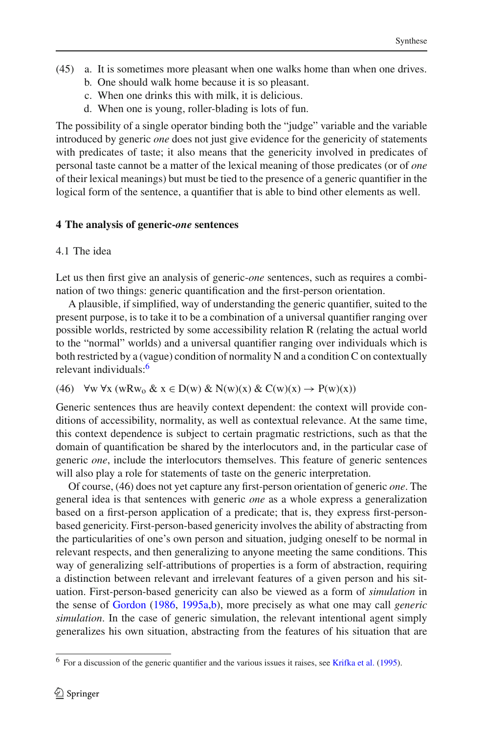(45) a. It is sometimes more pleasant when one walks home than when one drives.
b. One should walk home because it is so pleasant.
c. When one drinks this with milk, it is delicious.
d. When one is young, roller-blading is lots of fun.

The possibility of a single operator binding both the "judge" variable and the variable introduced by generic *one* does not just give evidence for the genericity of statements with predicates of taste; it also means that the genericity involved in predicates of personal taste cannot be a matter of the lexical meaning of those predicates (or of *one* of their lexical meanings) but must be tied to the presence of a generic quantifier in the logical form of the sentence, a quantifier that is able to bind other elements as well.

## 4 The analysis of generic-*one* sentences

### 4.1 The idea

Let us then first give an analysis of generic-*one* sentences, such as requires a combination of two things: generic quantification and the first-person orientation.

A plausible, if simplified, way of understanding the generic quantifier, suited to the present purpose, is to take it to be a combination of a universal quantifier ranging over possible worlds, restricted by some accessibility relation R (relating the actual world to the "normal" worlds) and a universal quantifier ranging over individuals which is both restricted by a (vague) condition of normality N and a condition C on contextually relevant individuals:[6]

(46) $\forall w\ \forall x\ (wRw_o\ \&\ x \in D(w)\ \&\ N(w)(x)\ \&\ C(w)(x) \rightarrow P(w)(x))$

Generic sentences thus are heavily context dependent: the context will provide conditions of accessibility, normality, as well as contextual relevance. At the same time, this context dependence is subject to certain pragmatic restrictions, such as that the domain of quantification be shared by the interlocutors and, in the particular case of generic *one*, include the interlocutors themselves. This feature of generic sentences will also play a role for statements of taste on the generic interpretation.

Of course, (46) does not yet capture any first-person orientation of generic *one*. The general idea is that sentences with generic *one* as a whole express a generalization based on a first-person application of a predicate; that is, they express first-person-based genericity. First-person-based genericity involves the ability of abstracting from the particularities of one's own person and situation, judging oneself to be normal in relevant respects, and then generalizing to anyone meeting the same conditions. This way of generalizing self-attributions of properties is a form of abstraction, requiring a distinction between relevant and irrelevant features of a given person and his situation. First-person-based genericity can also be viewed as a form of *simulation* in the sense of Gordon (1986, 1995a,b), more precisely as what one may call *generic simulation*. In the case of generic simulation, the relevant intentional agent simply generalizes his own situation, abstracting from the features of his situation that are

[6] For a discussion of the generic quantifier and the various issues it raises, see Krifka et al. (1995).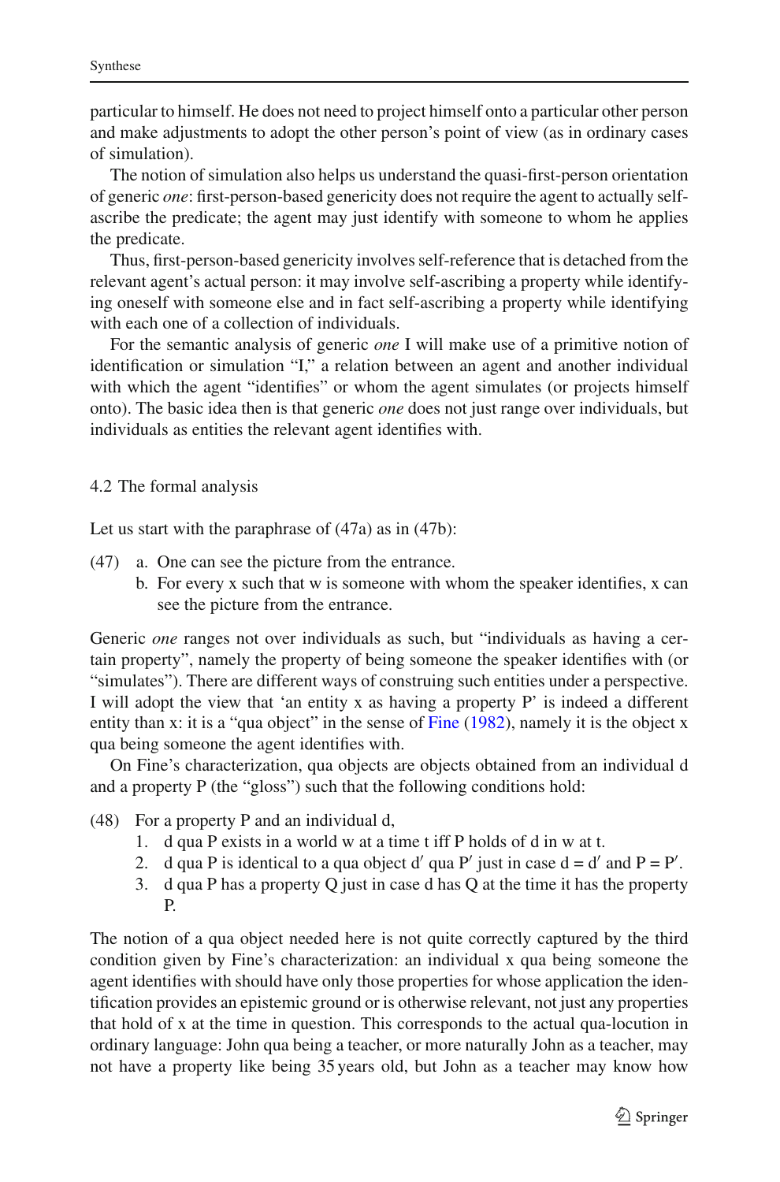particular to himself. He does not need to project himself onto a particular other person and make adjustments to adopt the other person's point of view (as in ordinary cases of simulation).

The notion of simulation also helps us understand the quasi-first-person orientation of generic *one*: first-person-based genericity does not require the agent to actually self-ascribe the predicate; the agent may just identify with someone to whom he applies the predicate.

Thus, first-person-based genericity involves self-reference that is detached from the relevant agent's actual person: it may involve self-ascribing a property while identifying oneself with someone else and in fact self-ascribing a property while identifying with each one of a collection of individuals.

For the semantic analysis of generic *one* I will make use of a primitive notion of identification or simulation "I," a relation between an agent and another individual with which the agent "identifies" or whom the agent simulates (or projects himself onto). The basic idea then is that generic *one* does not just range over individuals, but individuals as entities the relevant agent identifies with.

### 4.2 The formal analysis

Let us start with the paraphrase of (47a) as in (47b):

(47) a. One can see the picture from the entrance.
  b. For every x such that w is someone with whom the speaker identifies, x can see the picture from the entrance.

Generic *one* ranges not over individuals as such, but "individuals as having a certain property", namely the property of being someone the speaker identifies with (or "simulates"). There are different ways of construing such entities under a perspective. I will adopt the view that 'an entity x as having a property P' is indeed a different entity than x: it is a "qua object" in the sense of Fine (1982), namely it is the object x qua being someone the agent identifies with.

On Fine's characterization, qua objects are objects obtained from an individual d and a property P (the "gloss") such that the following conditions hold:

(48) For a property P and an individual d,
  1. d qua P exists in a world w at a time t iff P holds of d in w at t.
  2. d qua P is identical to a qua object d′ qua P′ just in case d = d′ and P = P′.
  3. d qua P has a property Q just in case d has Q at the time it has the property P.

The notion of a qua object needed here is not quite correctly captured by the third condition given by Fine's characterization: an individual x qua being someone the agent identifies with should have only those properties for whose application the identification provides an epistemic ground or is otherwise relevant, not just any properties that hold of x at the time in question. This corresponds to the actual qua-locution in ordinary language: John qua being a teacher, or more naturally John as a teacher, may not have a property like being 35 years old, but John as a teacher may know how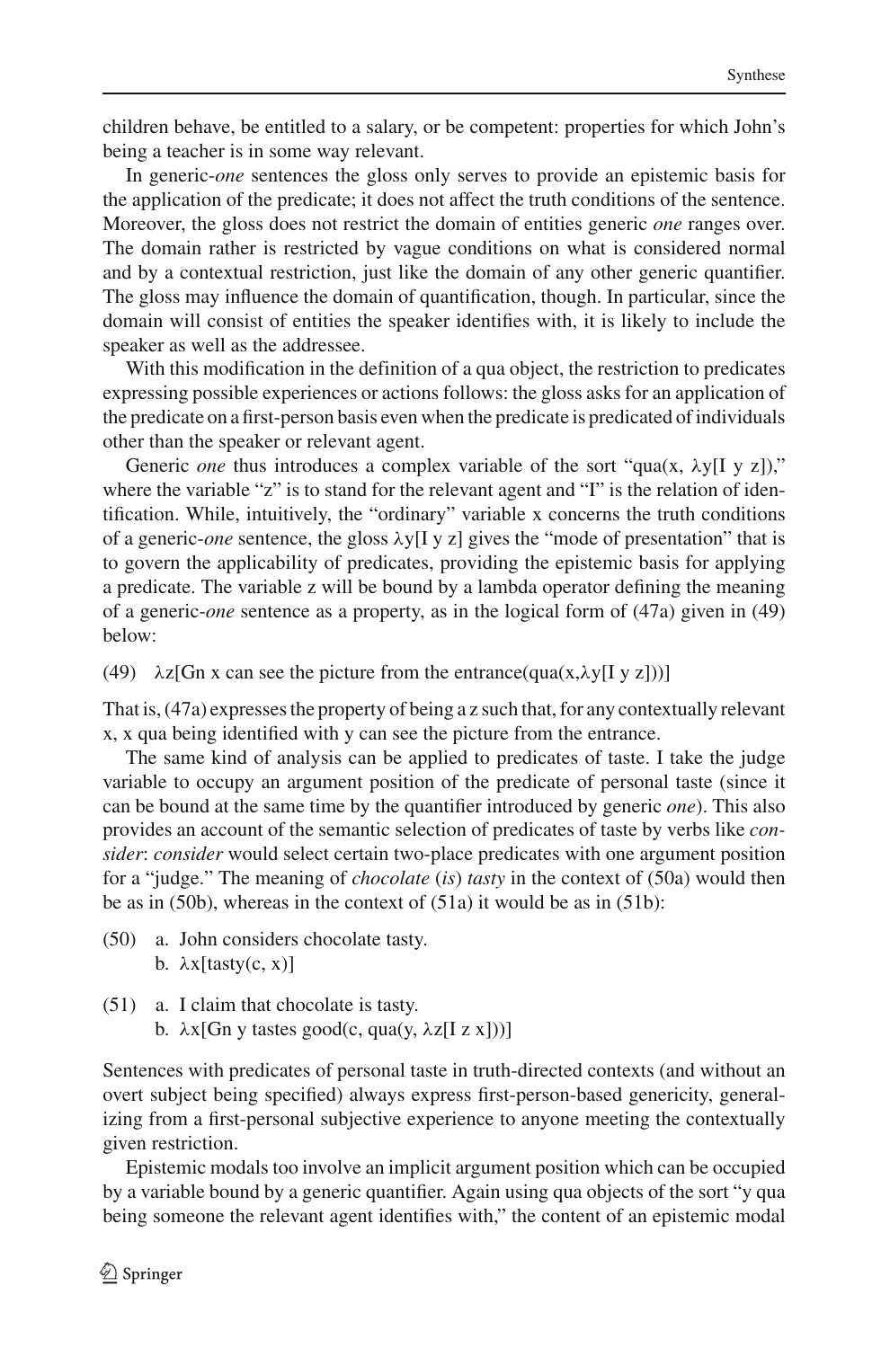children behave, be entitled to a salary, or be competent: properties for which John's being a teacher is in some way relevant.

In generic-*one* sentences the gloss only serves to provide an epistemic basis for the application of the predicate; it does not affect the truth conditions of the sentence. Moreover, the gloss does not restrict the domain of entities generic *one* ranges over. The domain rather is restricted by vague conditions on what is considered normal and by a contextual restriction, just like the domain of any other generic quantifier. The gloss may influence the domain of quantification, though. In particular, since the domain will consist of entities the speaker identifies with, it is likely to include the speaker as well as the addressee.

With this modification in the definition of a qua object, the restriction to predicates expressing possible experiences or actions follows: the gloss asks for an application of the predicate on a first-person basis even when the predicate is predicated of individuals other than the speaker or relevant agent.

Generic *one* thus introduces a complex variable of the sort "qua(x, λy[I y z])," where the variable "z" is to stand for the relevant agent and "I" is the relation of identification. While, intuitively, the "ordinary" variable x concerns the truth conditions of a generic-*one* sentence, the gloss λy[I y z] gives the "mode of presentation" that is to govern the applicability of predicates, providing the epistemic basis for applying a predicate. The variable z will be bound by a lambda operator defining the meaning of a generic-*one* sentence as a property, as in the logical form of (47a) given in (49) below:

(49) λz[Gn x can see the picture from the entrance(qua(x,λy[I y z]))]

That is, (47a) expresses the property of being a z such that, for any contextually relevant x, x qua being identified with y can see the picture from the entrance.

The same kind of analysis can be applied to predicates of taste. I take the judge variable to occupy an argument position of the predicate of personal taste (since it can be bound at the same time by the quantifier introduced by generic *one*). This also provides an account of the semantic selection of predicates of taste by verbs like *consider*: *consider* would select certain two-place predicates with one argument position for a "judge." The meaning of *chocolate* (*is*) *tasty* in the context of (50a) would then be as in (50b), whereas in the context of (51a) it would be as in (51b):

(50) a. John considers chocolate tasty.
     b. λx[tasty(c, x)]

(51) a. I claim that chocolate is tasty.
     b. λx[Gn y tastes good(c, qua(y, λz[I z x]))]

Sentences with predicates of personal taste in truth-directed contexts (and without an overt subject being specified) always express first-person-based genericity, generalizing from a first-personal subjective experience to anyone meeting the contextually given restriction.

Epistemic modals too involve an implicit argument position which can be occupied by a variable bound by a generic quantifier. Again using qua objects of the sort "y qua being someone the relevant agent identifies with," the content of an epistemic modal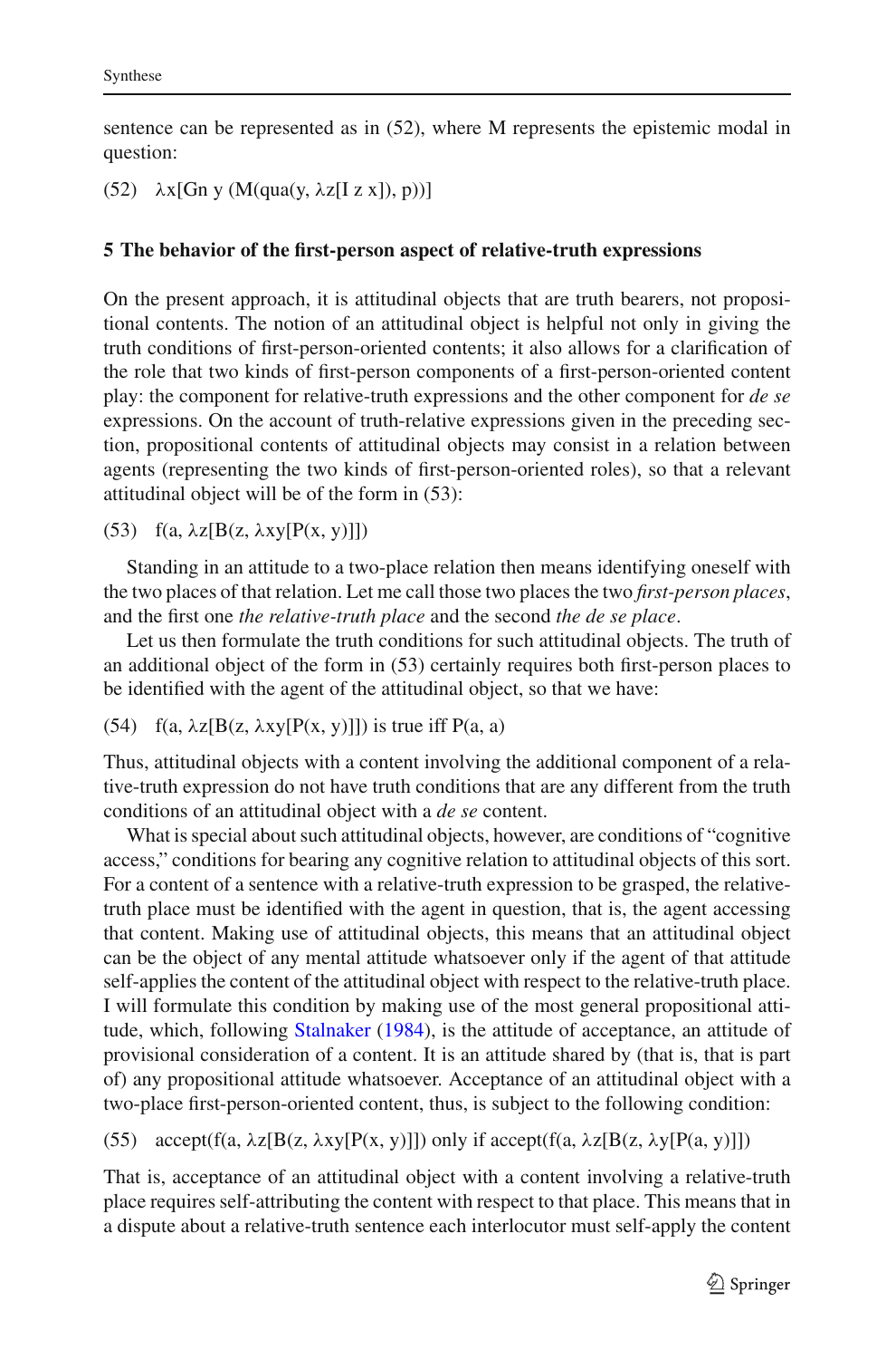sentence can be represented as in (52), where M represents the epistemic modal in question:

(52) $\lambda x[\text{Gn } y\ (M(\text{qua}(y, \lambda z[I\ z\ x]), p))]$

## 5 The behavior of the first-person aspect of relative-truth expressions

On the present approach, it is attitudinal objects that are truth bearers, not propositional contents. The notion of an attitudinal object is helpful not only in giving the truth conditions of first-person-oriented contents; it also allows for a clarification of the role that two kinds of first-person components of a first-person-oriented content play: the component for relative-truth expressions and the other component for *de se* expressions. On the account of truth-relative expressions given in the preceding section, propositional contents of attitudinal objects may consist in a relation between agents (representing the two kinds of first-person-oriented roles), so that a relevant attitudinal object will be of the form in (53):

(53) $f(a, \lambda z[B(z, \lambda xy[P(x, y)]])$

Standing in an attitude to a two-place relation then means identifying oneself with the two places of that relation. Let me call those two places the two *first-person places*, and the first one *the relative-truth place* and the second *the de se place*.

Let us then formulate the truth conditions for such attitudinal objects. The truth of an additional object of the form in (53) certainly requires both first-person places to be identified with the agent of the attitudinal object, so that we have:

(54) $f(a, \lambda z[B(z, \lambda xy[P(x, y)]])$ is true iff $P(a, a)$

Thus, attitudinal objects with a content involving the additional component of a relative-truth expression do not have truth conditions that are any different from the truth conditions of an attitudinal object with a *de se* content.

What is special about such attitudinal objects, however, are conditions of "cognitive access," conditions for bearing any cognitive relation to attitudinal objects of this sort. For a content of a sentence with a relative-truth expression to be grasped, the relative-truth place must be identified with the agent in question, that is, the agent accessing that content. Making use of attitudinal objects, this means that an attitudinal object can be the object of any mental attitude whatsoever only if the agent of that attitude self-applies the content of the attitudinal object with respect to the relative-truth place. I will formulate this condition by making use of the most general propositional attitude, which, following Stalnaker (1984), is the attitude of acceptance, an attitude of provisional consideration of a content. It is an attitude shared by (that is, that is part of) any propositional attitude whatsoever. Acceptance of an attitudinal object with a two-place first-person-oriented content, thus, is subject to the following condition:

(55) $\text{accept}(f(a, \lambda z[B(z, \lambda xy[P(x, y)]])$ only if $\text{accept}(f(a, \lambda z[B(z, \lambda y[P(a, y)]])$

That is, acceptance of an attitudinal object with a content involving a relative-truth place requires self-attributing the content with respect to that place. This means that in a dispute about a relative-truth sentence each interlocutor must self-apply the content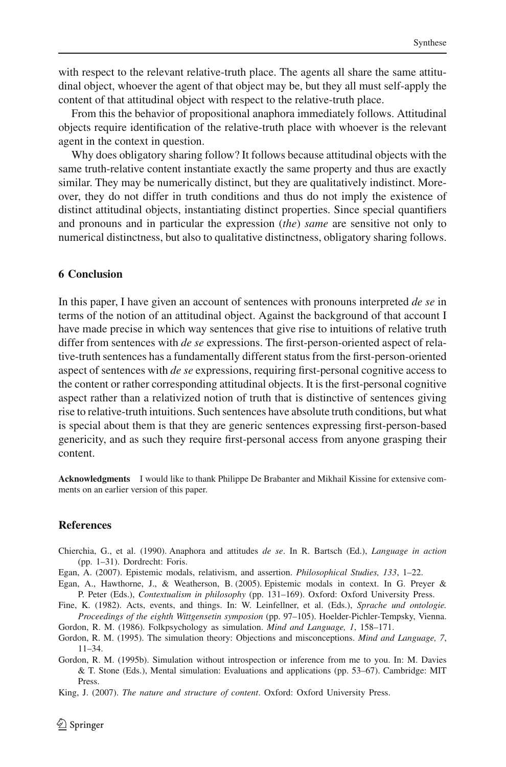with respect to the relevant relative-truth place. The agents all share the same attitudinal object, whoever the agent of that object may be, but they all must self-apply the content of that attitudinal object with respect to the relative-truth place.

From this the behavior of propositional anaphora immediately follows. Attitudinal objects require identification of the relative-truth place with whoever is the relevant agent in the context in question.

Why does obligatory sharing follow? It follows because attitudinal objects with the same truth-relative content instantiate exactly the same property and thus are exactly similar. They may be numerically distinct, but they are qualitatively indistinct. Moreover, they do not differ in truth conditions and thus do not imply the existence of distinct attitudinal objects, instantiating distinct properties. Since special quantifiers and pronouns and in particular the expression (*the*) *same* are sensitive not only to numerical distinctness, but also to qualitative distinctness, obligatory sharing follows.

## 6 Conclusion

In this paper, I have given an account of sentences with pronouns interpreted *de se* in terms of the notion of an attitudinal object. Against the background of that account I have made precise in which way sentences that give rise to intuitions of relative truth differ from sentences with *de se* expressions. The first-person-oriented aspect of relative-truth sentences has a fundamentally different status from the first-person-oriented aspect of sentences with *de se* expressions, requiring first-personal cognitive access to the content or rather corresponding attitudinal objects. It is the first-personal cognitive aspect rather than a relativized notion of truth that is distinctive of sentences giving rise to relative-truth intuitions. Such sentences have absolute truth conditions, but what is special about them is that they are generic sentences expressing first-person-based genericity, and as such they require first-personal access from anyone grasping their content.

**Acknowledgments** I would like to thank Philippe De Brabanter and Mikhail Kissine for extensive comments on an earlier version of this paper.

## References

Chierchia, G., et al. (1990). Anaphora and attitudes *de se*. In R. Bartsch (Ed.), *Language in action* (pp. 1–31). Dordrecht: Foris.

Egan, A. (2007). Epistemic modals, relativism, and assertion. *Philosophical Studies, 133*, 1–22.

Egan, A., Hawthorne, J., & Weatherson, B. (2005). Epistemic modals in context. In G. Preyer & P. Peter (Eds.), *Contextualism in philosophy* (pp. 131–169). Oxford: Oxford University Press.

Fine, K. (1982). Acts, events, and things. In: W. Leinfellner, et al. (Eds.), *Sprache und ontologie. Proceedings of the eighth Wittgensetin symposion* (pp. 97–105). Hoelder-Pichler-Tempsky, Vienna.

Gordon, R. M. (1986). Folkpsychology as simulation. *Mind and Language, 1*, 158–171.

Gordon, R. M. (1995). The simulation theory: Objections and misconceptions. *Mind and Language, 7*, 11–34.

Gordon, R. M. (1995b). Simulation without introspection or inference from me to you. In: M. Davies & T. Stone (Eds.), Mental simulation: Evaluations and applications (pp. 53–67). Cambridge: MIT Press.

King, J. (2007). *The nature and structure of content*. Oxford: Oxford University Press.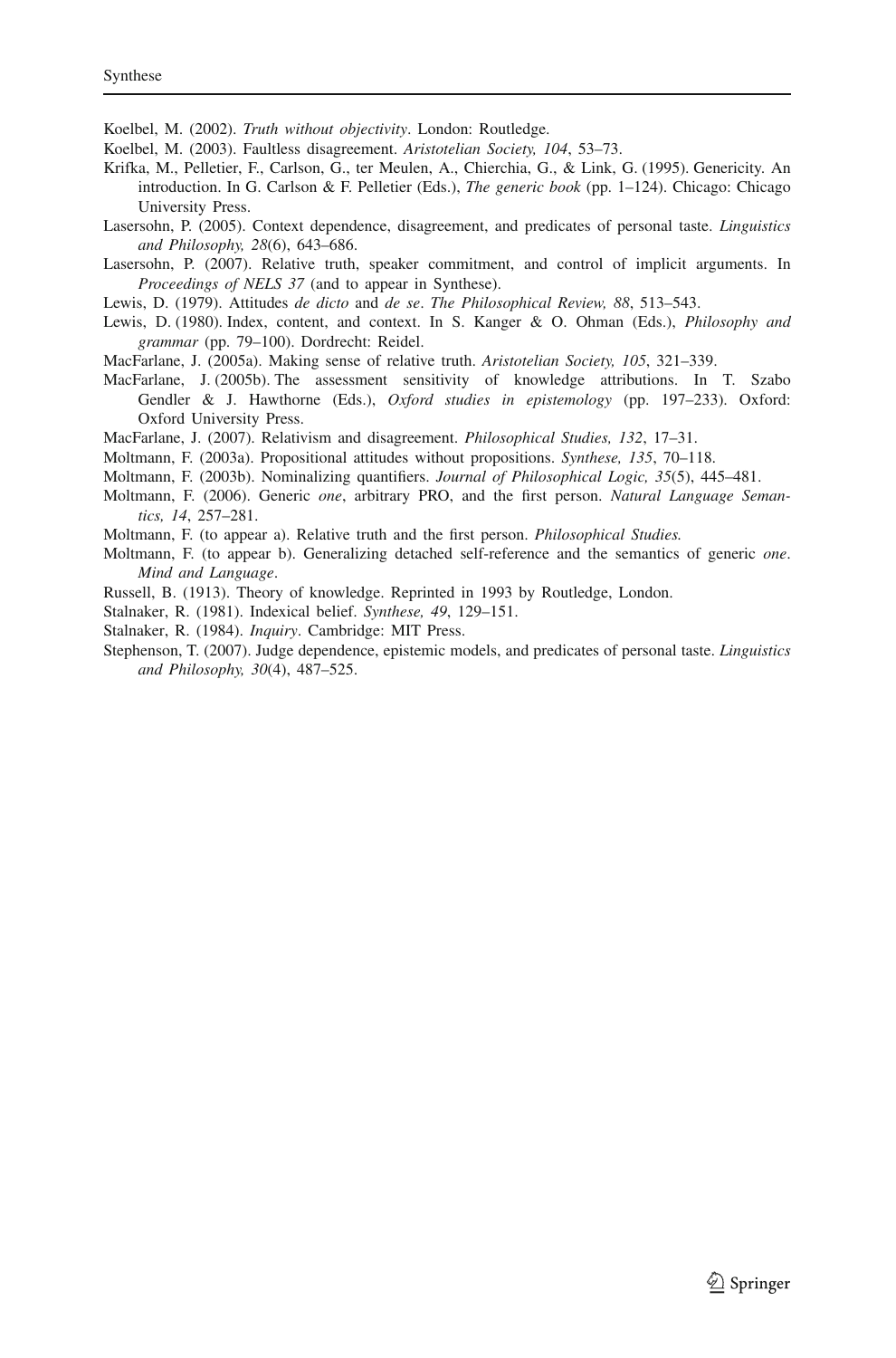Koelbel, M. (2002). *Truth without objectivity*. London: Routledge.

Koelbel, M. (2003). Faultless disagreement. *Aristotelian Society, 104*, 53–73.

Krifka, M., Pelletier, F., Carlson, G., ter Meulen, A., Chierchia, G., & Link, G. (1995). Genericity. An introduction. In G. Carlson & F. Pelletier (Eds.), *The generic book* (pp. 1–124). Chicago: Chicago University Press.

Lasersohn, P. (2005). Context dependence, disagreement, and predicates of personal taste. *Linguistics and Philosophy, 28*(6), 643–686.

Lasersohn, P. (2007). Relative truth, speaker commitment, and control of implicit arguments. In *Proceedings of NELS 37* (and to appear in Synthese).

Lewis, D. (1979). Attitudes *de dicto* and *de se*. *The Philosophical Review, 88*, 513–543.

Lewis, D. (1980). Index, content, and context. In S. Kanger & O. Ohman (Eds.), *Philosophy and grammar* (pp. 79–100). Dordrecht: Reidel.

MacFarlane, J. (2005a). Making sense of relative truth. *Aristotelian Society, 105*, 321–339.

MacFarlane, J. (2005b). The assessment sensitivity of knowledge attributions. In T. Szabo Gendler & J. Hawthorne (Eds.), *Oxford studies in epistemology* (pp. 197–233). Oxford: Oxford University Press.

MacFarlane, J. (2007). Relativism and disagreement. *Philosophical Studies, 132*, 17–31.

Moltmann, F. (2003a). Propositional attitudes without propositions. *Synthese, 135*, 70–118.

Moltmann, F. (2003b). Nominalizing quantifiers. *Journal of Philosophical Logic, 35*(5), 445–481.

Moltmann, F. (2006). Generic *one*, arbitrary PRO, and the first person. *Natural Language Semantics, 14*, 257–281.

Moltmann, F. (to appear a). Relative truth and the first person. *Philosophical Studies.*

Moltmann, F. (to appear b). Generalizing detached self-reference and the semantics of generic *one*. *Mind and Language*.

Russell, B. (1913). Theory of knowledge. Reprinted in 1993 by Routledge, London.

Stalnaker, R. (1981). Indexical belief. *Synthese, 49*, 129–151.

Stalnaker, R. (1984). *Inquiry*. Cambridge: MIT Press.

Stephenson, T. (2007). Judge dependence, epistemic models, and predicates of personal taste. *Linguistics and Philosophy, 30*(4), 487–525.